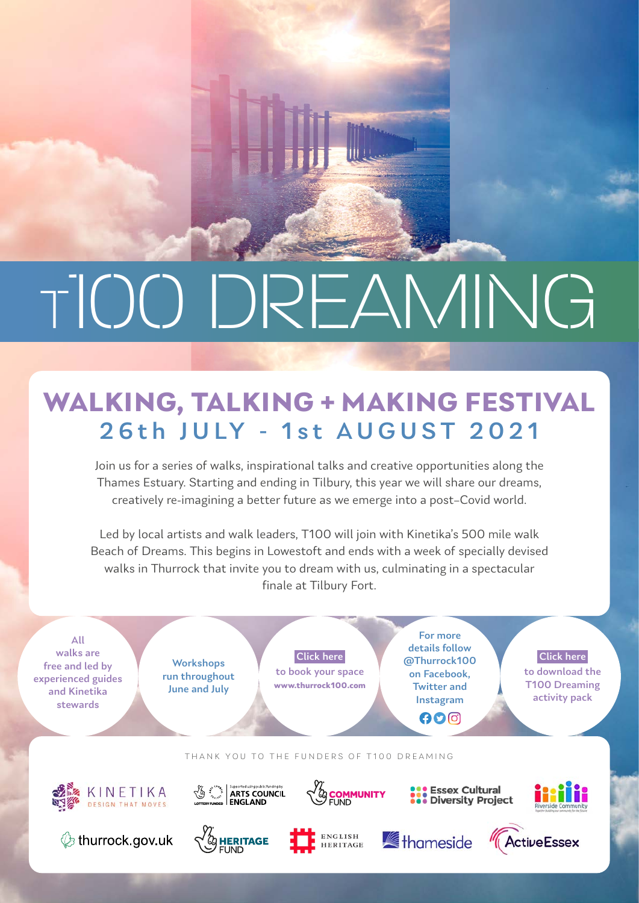# T100 DREAMING

## WALKING, TALKING + MAKING FESTIVAL

### 26th JULY - 1st AUGUST 2021

Join us for a series of walks, inspirational talks and creative opportunities along the Thames Estuary. Starting and ending in Tilbury, this year we will share our dreams, creatively re-imagining a better future as we emerge into a post-Covid world.

Led by local artists and walk leaders, T100 will join with Kinetika's 500 mile walk Beach of Dreams. This begins in Lowestoft and ends with a week of specially devised walks in Thurrock that invite you to dream with us, culminating in a spectacular finale at Tilbury Fort.

All walks are free and led by experienced guides and Kinetika stewards

Workshops run throughout June and July

Click here to book your space **www.thurrock100.com**

For more details follow @Thurrock100 on Facebook, Twitter and Instagram

Click here to download the T100 Dreaming activity pack

THANK YOU TO THE FUNDERS OF T100 DREAMING

KINETIKA DESIGN THAT MOVES · Supported using public funding by ARTS COUNCIL ENGLAND · LOTTERY FUNDED · COMMUNITY FUND · Essex Cultural Diversity Project · Riverside Community · thurrock.gov.uk · HERITAGE FUND · ENGLISH HERITAGE · thameside · ActiveEssex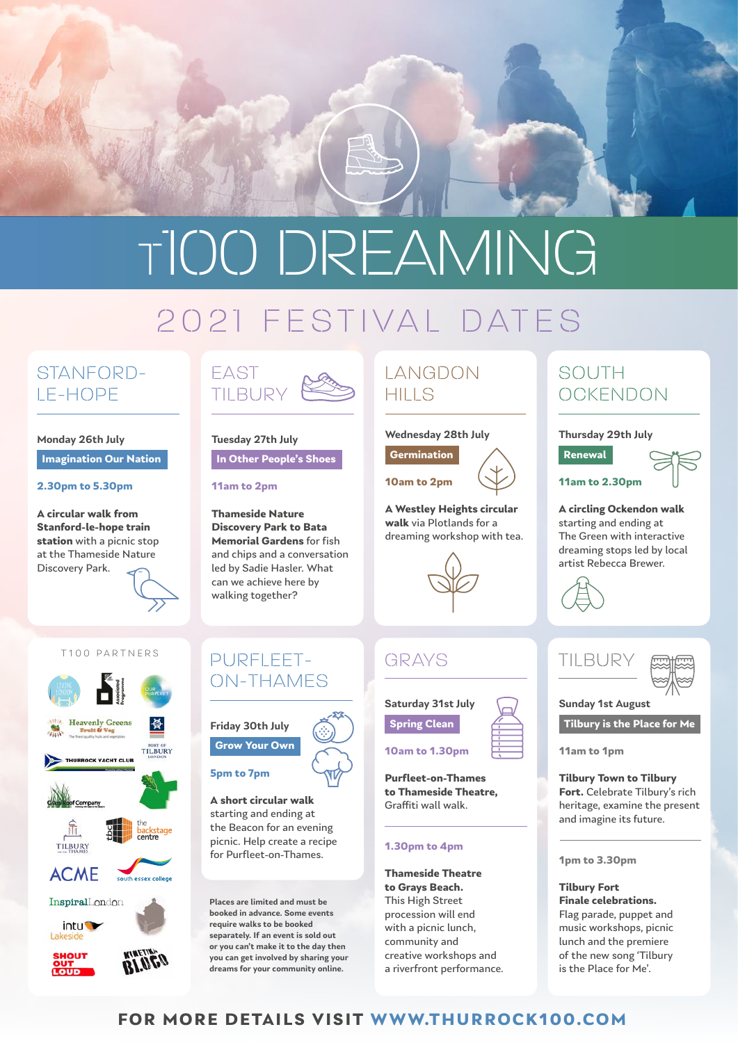# T100 DREAMING

## 2021 FESTIVAL DATES

### STANFORD-LE-HOPE

Monday 26th July

**Imagination Our Nation**

**2.30pm to 5.30pm**

**A circular walk from Stanford-le-hope train station** with a picnic stop at the Thameside Nature Discovery Park.

### EAST TILBURY

Tuesday 27th July

**In Other People's Shoes**

**11am to 2pm**

**Thameside Nature Discovery Park to Bata Memorial Gardens** for fish and chips and a conversation led by Sadie Hasler. What can we achieve here by walking together?

### LANGDON HILLS

Wednesday 28th July

**Germination**

**10am to 2pm**

**A Westley Heights circular walk** via Plotlands for a dreaming workshop with tea.

### SOUTH OCKENDON

Thursday 29th July

**Renewal**

**11am to 2.30pm**

**A circling Ockendon walk** starting and ending at The Green with interactive dreaming stops led by local artist Rebecca Brewer.

### T100 PARTNERS

Living London, Heavenly Greens Fruit & Veg, Our Purfleet, Port of Tilbury London, Thurrock Yacht Club, Glass Roof Company, Tilbury on the Thames, the backstage centre, ACME, south essex college, InspiralLondon, intu Lakeside, Shout Out Loud, Kinetika Bloco

### PURFLEET-ON-THAMES

Friday 30th July

**Grow Your Own**

**5pm to 7pm**

**A short circular walk** starting and ending at the Beacon for an evening picnic. Help create a recipe for Purfleet-on-Thames.

**Places are limited and must be booked in advance. Some events require walks to be booked separately. If an event is sold out or you can't make it to the day then you can get involved by sharing your dreams for your community online.**

### GRAYS

Saturday 31st July

**Spring Clean**

**10am to 1.30pm**

**Purfleet-on-Thames to Thameside Theatre,** Graffiti wall walk.

**1.30pm to 4pm**

**Thameside Theatre to Grays Beach.** This High Street procession will end with a picnic lunch, community and creative workshops and a riverfront performance.

### TILBURY

Sunday 1st August

**Tilbury is the Place for Me**

**11am to 1pm**

**Tilbury Town to Tilbury Fort.** Celebrate Tilbury's rich heritage, examine the present and imagine its future.

**1pm to 3.30pm**

**Tilbury Fort Finale celebrations.** Flag parade, puppet and music workshops, picnic lunch and the premiere of the new song 'Tilbury is the Place for Me'.

**FOR MORE DETAILS VISIT WWW.THURROCK100.COM**